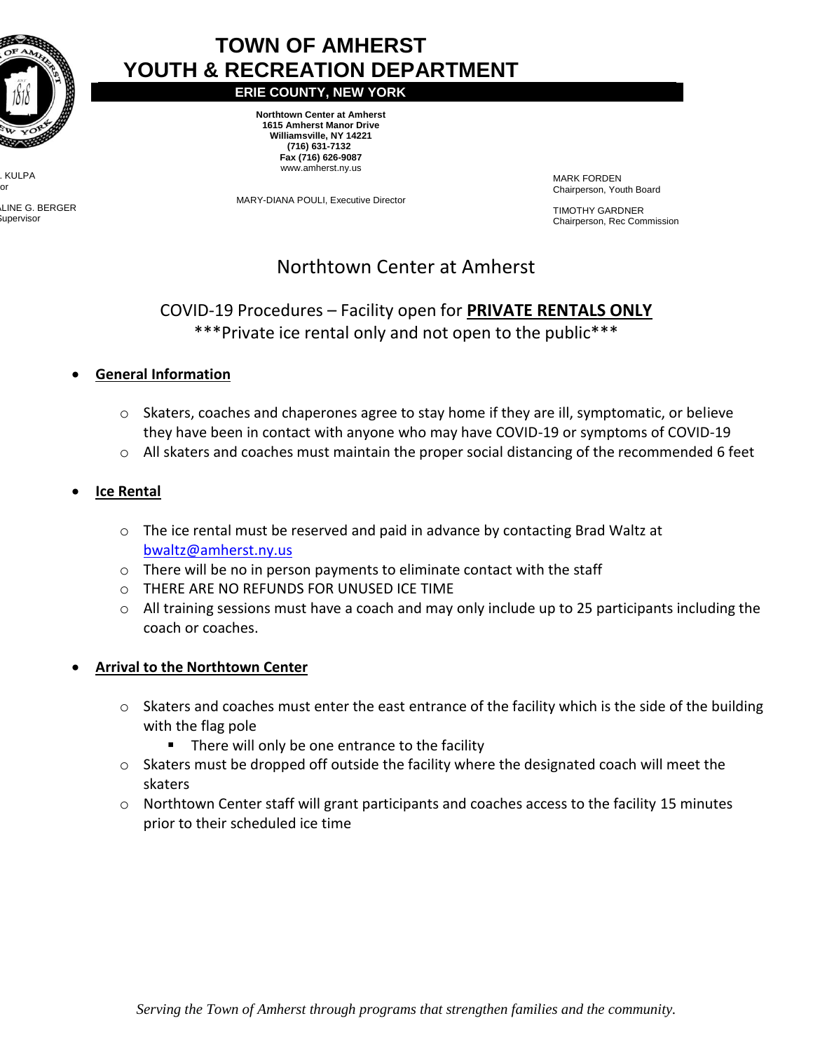# TOWN OF AMHERST
# YOUTH & RECREATION DEPARTMENT

**ERIE COUNTY, NEW YORK**

**Northtown Center at Amherst**
**1615 Amherst Manor Drive**
**Williamsville, NY 14221**
**(716) 631-7132**
**Fax (716) 626-9087**
www.amherst.ny.us

. KULPA
or

LINE G. BERGER
Supervisor

MARY-DIANA POULI, Executive Director

MARK FORDEN
Chairperson, Youth Board

TIMOTHY GARDNER
Chairperson, Rec Commission

## Northtown Center at Amherst

COVID-19 Procedures – Facility open for **PRIVATE RENTALS ONLY**
\*\*\*Private ice rental only and not open to the public\*\*\*

- **General Information**
  - Skaters, coaches and chaperones agree to stay home if they are ill, symptomatic, or believe they have been in contact with anyone who may have COVID-19 or symptoms of COVID-19
  - All skaters and coaches must maintain the proper social distancing of the recommended 6 feet

- **Ice Rental**
  - The ice rental must be reserved and paid in advance by contacting Brad Waltz at bwaltz@amherst.ny.us
  - There will be no in person payments to eliminate contact with the staff
  - THERE ARE NO REFUNDS FOR UNUSED ICE TIME
  - All training sessions must have a coach and may only include up to 25 participants including the coach or coaches.

- **Arrival to the Northtown Center**
  - Skaters and coaches must enter the east entrance of the facility which is the side of the building with the flag pole
    - There will only be one entrance to the facility
  - Skaters must be dropped off outside the facility where the designated coach will meet the skaters
  - Northtown Center staff will grant participants and coaches access to the facility 15 minutes prior to their scheduled ice time

*Serving the Town of Amherst through programs that strengthen families and the community.*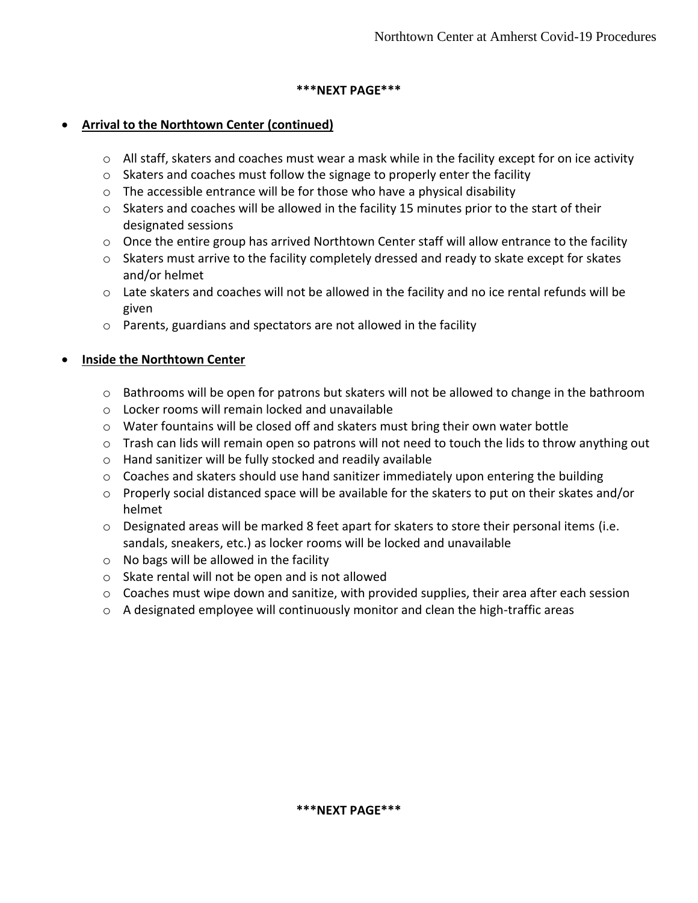**\*\*\*NEXT PAGE\*\*\***

- **Arrival to the Northtown Center (continued)**
  - All staff, skaters and coaches must wear a mask while in the facility except for on ice activity
  - Skaters and coaches must follow the signage to properly enter the facility
  - The accessible entrance will be for those who have a physical disability
  - Skaters and coaches will be allowed in the facility 15 minutes prior to the start of their designated sessions
  - Once the entire group has arrived Northtown Center staff will allow entrance to the facility
  - Skaters must arrive to the facility completely dressed and ready to skate except for skates and/or helmet
  - Late skaters and coaches will not be allowed in the facility and no ice rental refunds will be given
  - Parents, guardians and spectators are not allowed in the facility

- **Inside the Northtown Center**
  - Bathrooms will be open for patrons but skaters will not be allowed to change in the bathroom
  - Locker rooms will remain locked and unavailable
  - Water fountains will be closed off and skaters must bring their own water bottle
  - Trash can lids will remain open so patrons will not need to touch the lids to throw anything out
  - Hand sanitizer will be fully stocked and readily available
  - Coaches and skaters should use hand sanitizer immediately upon entering the building
  - Properly social distanced space will be available for the skaters to put on their skates and/or helmet
  - Designated areas will be marked 8 feet apart for skaters to store their personal items (i.e. sandals, sneakers, etc.) as locker rooms will be locked and unavailable
  - No bags will be allowed in the facility
  - Skate rental will not be open and is not allowed
  - Coaches must wipe down and sanitize, with provided supplies, their area after each session
  - A designated employee will continuously monitor and clean the high-traffic areas

**\*\*\*NEXT PAGE\*\*\***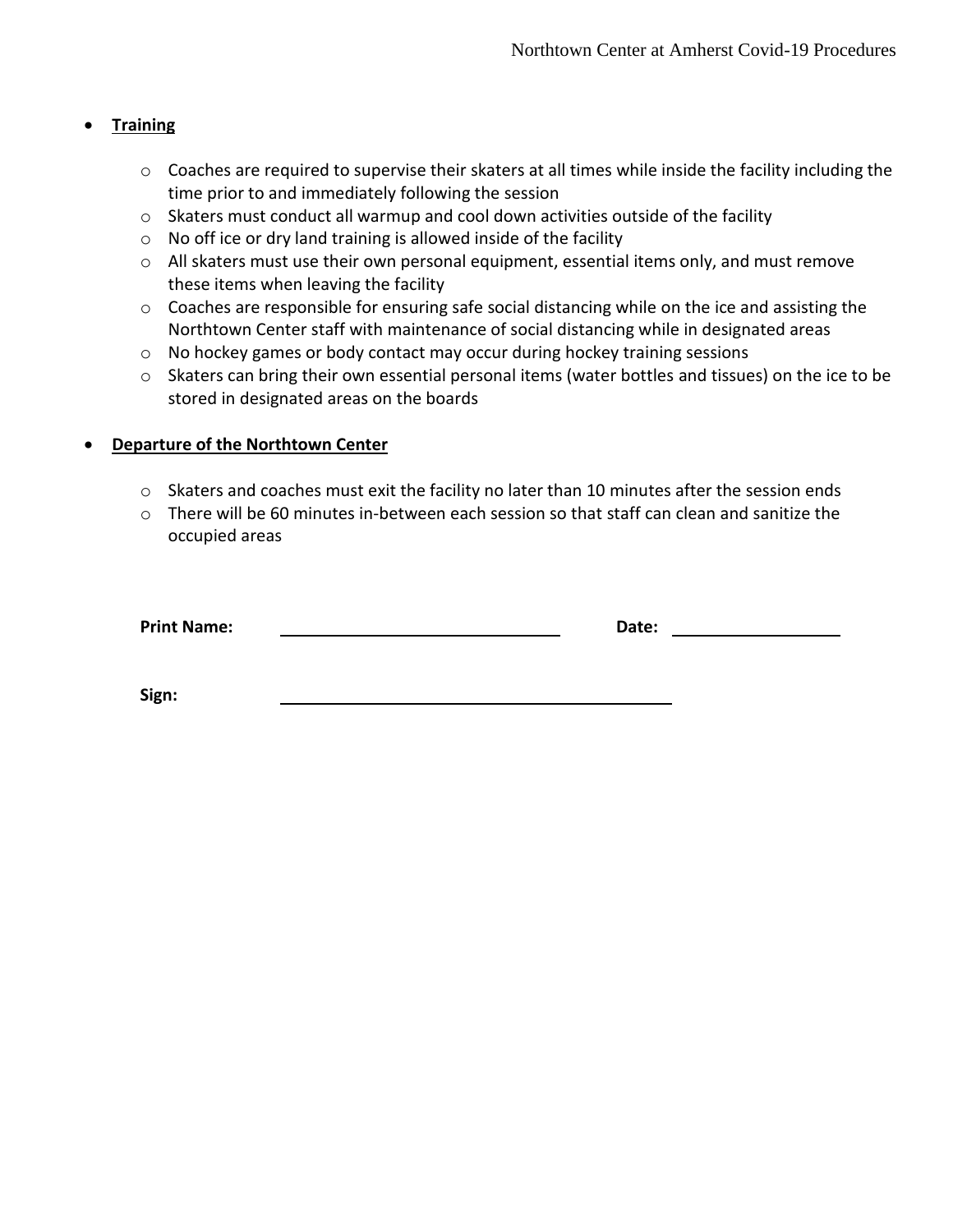- **<u>Training</u>**

  - Coaches are required to supervise their skaters at all times while inside the facility including the time prior to and immediately following the session
  - Skaters must conduct all warmup and cool down activities outside of the facility
  - No off ice or dry land training is allowed inside of the facility
  - All skaters must use their own personal equipment, essential items only, and must remove these items when leaving the facility
  - Coaches are responsible for ensuring safe social distancing while on the ice and assisting the Northtown Center staff with maintenance of social distancing while in designated areas
  - No hockey games or body contact may occur during hockey training sessions
  - Skaters can bring their own essential personal items (water bottles and tissues) on the ice to be stored in designated areas on the boards

- **<u>Departure of the Northtown Center</u>**

  - Skaters and coaches must exit the facility no later than 10 minutes after the session ends
  - There will be 60 minutes in-between each session so that staff can clean and sanitize the occupied areas

**Print Name:** ______________________________ **Date:** ________________

**Sign:** ________________________________________